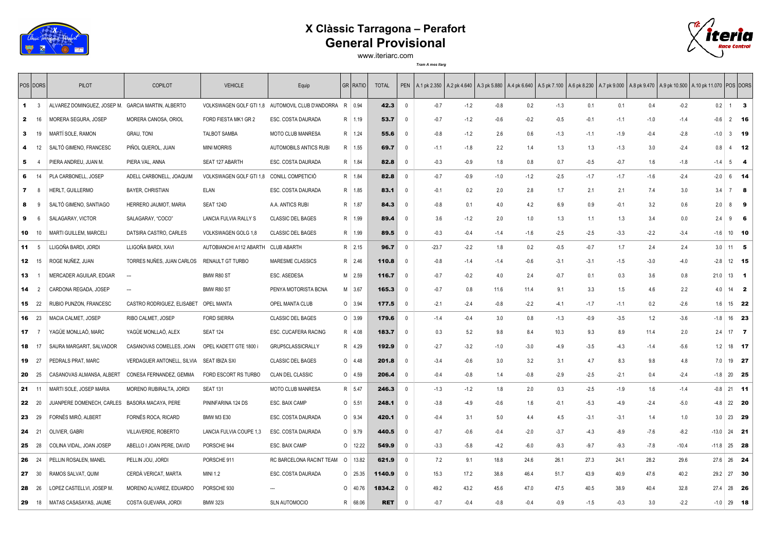# X Clàssic Tarragona – Perafort
## General Provisional

www.iteriarc.com

*Tram A mes llarg*

| POS | DORS | PILOT | COPILOT | VEHICLE | Equip | GR | RATIO | TOTAL | PEN | A.1 pk 2.350 | A.2 pk 4.640 | A.3 pk 5.880 | A.4 pk 6.640 | A.5 pk 7.100 | A.6 pk 8.230 | A.7 pk 9.000 | A.8 pk 9.470 | A.9 pk 10.500 | A.10 pk 11.070 | POS | DORS |
|---|---|---|---|---|---|---|---|---|---|---|---|---|---|---|---|---|---|---|---|---|---|
| **1** | 3 | ALVAREZ DOMINGUEZ, JOSEP M. | GARCIA MARTIN, ALBERTO | VOLKSWAGEN GOLF GTI 1,8 | AUTOMOVIL CLUB D'ANDORRA | R | 0.94 | **42.3** | 0 | -0.7 | -1.2 | -0.8 | 0.2 | -1.3 | 0.1 | 0.1 | 0.4 | -0.2 | 0.2 | 1 | **3** |
| **2** | 16 | MORERA SEGURA, JOSEP | MORERA CANOSA, ORIOL | FORD FIESTA MK1 GR 2 | ESC. COSTA DAURADA | R | 1.19 | **53.7** | 0 | -0.7 | -1.2 | -0.6 | -0.2 | -0.5 | -0.1 | -1.1 | -1.0 | -1.4 | -0.6 | 2 | **16** |
| **3** | 19 | MARTÍ SOLE, RAMON | GRAU, TONI | TALBOT SAMBA | MOTO CLUB MANRESA | R | 1.24 | **55.6** | 0 | -0.8 | -1.2 | 2.6 | 0.6 | -1.3 | -1.1 | -1.9 | -0.4 | -2.8 | -1.0 | 3 | **19** |
| **4** | 12 | SALTÓ GIMENO, FRANCESC | PIÑOL QUEROL, JUAN | MINI MORRIS | AUTOMOBILS ANTICS RUBI | R | 1.55 | **69.7** | 0 | -1.1 | -1.8 | 2.2 | 1.4 | 1.3 | 1.3 | -1.3 | 3.0 | -2.4 | 0.8 | 4 | **12** |
| **5** | 4 | PIERA ANDREU, JUAN M. | PIERA VAL, ANNA | SEAT 127 ABARTH | ESC. COSTA DAURADA | R | 1.84 | **82.8** | 0 | -0.3 | -0.9 | 1.8 | 0.8 | 0.7 | -0.5 | -0.7 | 1.6 | -1.8 | -1.4 | 5 | **4** |
| **6** | 14 | PLA CARBONELL, JOSEP | ADELL CARBONELL, JOAQUIM | VOLKSWAGEN GOLF GTI 1,8 | CONILL COMPETICIÓ | R | 1.84 | **82.8** | 0 | -0.7 | -0.9 | -1.0 | -1.2 | -2.5 | -1.7 | -1.7 | -1.6 | -2.4 | -2.0 | 6 | **14** |
| **7** | 8 | HERLT, GUILLERMO | BAYER, CHRISTIAN | ELAN | ESC. COSTA DAURADA | R | 1.85 | **83.1** | 0 | -0.1 | 0.2 | 2.0 | 2.8 | 1.7 | 2.1 | 2.1 | 7.4 | 3.0 | 3.4 | 7 | **8** |
| **8** | 9 | SALTÓ GIMENO, SANTIAGO | HERRERO JAUMOT, MARIA | SEAT 124D | A.A. ANTICS RUBI | R | 1.87 | **84.3** | 0 | -0.8 | 0.1 | 4.0 | 4.2 | 6.9 | 0.9 | -0.1 | 3.2 | 0.6 | 2.0 | 8 | **9** |
| **9** | 6 | SALAGARAY, VICTOR | SALAGARAY, "COCO" | LANCIA FULVIA RALLY S | CLASSIC DEL BAGES | R | 1.99 | **89.4** | 0 | 3.6 | -1.2 | 2.0 | 1.0 | 1.3 | 1.1 | 1.3 | 3.4 | 0.0 | 2.4 | 9 | **6** |
| **10** | 10 | MARTI GUILLEM, MARCELI | DATSIRA CASTRO, CARLES | VOLKSWAGEN GOLG 1,8 | CLASSIC DEL BAGES | R | 1.99 | **89.5** | 0 | -0.3 | -0.4 | -1.4 | -1.6 | -2.5 | -2.5 | -3.3 | -2.2 | -3.4 | -1.6 | 10 | **10** |
| **11** | 5 | LLIGOÑA BARDI, JORDI | LLIGOÑA BARDI, XAVI | AUTOBIANCHI A112 ABARTH | CLUB ABARTH | R | 2.15 | **96.7** | 0 | -23.7 | -2.2 | 1.8 | 0.2 | -0.5 | -0.7 | 1.7 | 2.4 | 2.4 | 3.0 | 11 | **5** |
| **12** | 15 | ROGE NUÑEZ, JUAN | TORRES NUÑES, JUAN CARLOS | RENAULT GT TURBO | MARESME CLASSICS | R | 2.46 | **110.8** | 0 | -0.8 | -1.4 | -1.4 | -0.6 | -3.1 | -3.1 | -1.5 | -3.0 | -4.0 | -2.8 | 12 | **15** |
| **13** | 1 | MERCADER AGUILAR, EDGAR | --- | BMW R80 ST | ESC. ASEDESA | M | 2.59 | **116.7** | 0 | -0.7 | -0.2 | 4.0 | 2.4 | -0.7 | 0.1 | 0.3 | 3.6 | 0.8 | 21.0 | 13 | **1** |
| **14** | 2 | CARDONA REGADA, JOSEP | --- | BMW R80 ST | PENYA MOTORISTA BCNA | M | 3.67 | **165.3** | 0 | -0.7 | 0.8 | 11.6 | 11.4 | 9.1 | 3.3 | 1.5 | 4.6 | 2.2 | 4.0 | 14 | **2** |
| **15** | 22 | RUBIO PUNZON, FRANCESC | CASTRO RODRIGUEZ, ELISABET | OPEL MANTA | OPEL MANTA CLUB | O | 3.94 | **177.5** | 0 | -2.1 | -2.4 | -0.8 | -2.2 | -4.1 | -1.7 | -1.1 | 0.2 | -2.6 | 1.6 | 15 | **22** |
| **16** | 23 | MACIA CALMET, JOSEP | RIBO CALMET, JOSEP | FORD SIERRA | CLASSIC DEL BAGES | O | 3.99 | **179.6** | 0 | -1.4 | -0.4 | 3.0 | 0.8 | -1.3 | -0.9 | -3.5 | 1.2 | -3.6 | -1.8 | 16 | **23** |
| **17** | 7 | YAGÜE MONLLAÓ, MARC | YAGÜE MONLLAÓ, ALEX | SEAT 124 | ESC. CUCAFERA RACING | R | 4.08 | **183.7** | 0 | 0.3 | 5.2 | 9.8 | 8.4 | 10.3 | 9.3 | 8.9 | 11.4 | 2.0 | 2.4 | 17 | **7** |
| **18** | 17 | SAURA MARGARIT, SALVADOR | CASANOVAS COMELLES, JOAN | OPEL KADETT GTE 1800 i | GRUP5CLASSICRALLY | R | 4.29 | **192.9** | 0 | -2.7 | -3.2 | -1.0 | -3.0 | -4.9 | -3.5 | -4.3 | -1.4 | -5.6 | 1.2 | 18 | **17** |
| **19** | 27 | PEDRALS PRAT, MARC | VERDAGUER ANTONELL, SILVIA | SEAT IBIZA SXI | CLASSIC DEL BAGES | O | 4.48 | **201.8** | 0 | -3.4 | -0.6 | 3.0 | 3.2 | 3.1 | 4.7 | 8.3 | 9.8 | 4.8 | 7.0 | 19 | **27** |
| **20** | 25 | CASANOVAS ALMANSA, ALBERT | CONESA FERNANDEZ, GEMMA | FORD ESCORT RS TURBO | CLAN DEL CLASSIC | O | 4.59 | **206.4** | 0 | -0.4 | -0.8 | 1.4 | -0.8 | -2.9 | -2.5 | -2.1 | 0.4 | -2.4 | -1.8 | 20 | **25** |
| **21** | 11 | MARTI SOLE, JOSEP MARIA | MORENO RUBIRALTA, JORDI | SEAT 131 | MOTO CLUB MANRESA | R | 5.47 | **246.3** | 0 | -1.3 | -1.2 | 1.8 | 2.0 | 0.3 | -2.5 | -1.9 | 1.6 | -1.4 | -0.8 | 21 | **11** |
| **22** | 20 | JUANPERE DOMENECH, CARLES | BASORA MACAYA, PERE | PININFARINA 124 DS | ESC. BAIX CAMP | O | 5.51 | **248.1** | 0 | -3.8 | -4.9 | -0.6 | 1.6 | -0.1 | -5.3 | -4.9 | -2.4 | -5.0 | -4.8 | 22 | **20** |
| **23** | 29 | FORNÉS MIRÓ, ALBERT | FORNÉS ROCA, RICARD | BMW M3 E30 | ESC. COSTA DAURADA | O | 9.34 | **420.1** | 0 | -0.4 | 3.1 | 5.0 | 4.4 | 4.5 | -3.1 | -3.1 | 1.4 | 1.0 | 3.0 | 23 | **29** |
| **24** | 21 | OLIVIER, GABRI | VILLAVERDE, ROBERTO | LANCIA FULVIA COUPE 1,3 | ESC. COSTA DAURADA | O | 9.79 | **440.5** | 0 | -0.7 | -0.6 | -0.4 | -2.0 | -3.7 | -4.3 | -8.9 | -7.6 | -8.2 | -13.0 | 24 | **21** |
| **25** | 28 | COLINA VIDAL, JOAN JOSEP | ABELLO I JOAN PERE, DAVID | PORSCHE 944 | ESC. BAIX CAMP | O | 12.22 | **549.9** | 0 | -3.3 | -5.8 | -4.2 | -6.0 | -9.3 | -9.7 | -9.3 | -7.8 | -10.4 | -11.8 | 25 | **28** |
| **26** | 24 | PELLIN ROSALEN, MANEL | PELLIN JOU, JORDI | PORSCHE 911 | RC BARCELONA RACINT TEAM | O | 13.82 | **621.9** | 0 | 7.2 | 9.1 | 18.8 | 24.6 | 26.1 | 27.3 | 24.1 | 28.2 | 29.6 | 27.6 | 26 | **24** |
| **27** | 30 | RAMOS SALVAT, QUIM | CERDÀ VERICAT, MARTA | MINI 1.2 | ESC. COSTA DAURADA | O | 25.35 | **1140.9** | 0 | 15.3 | 17.2 | 38.8 | 46.4 | 51.7 | 43.9 | 40.9 | 47.6 | 40.2 | 29.2 | 27 | **30** |
| **28** | 26 | LOPEZ CASTELLVI, JOSEP M. | MORENO ALVAREZ, EDUARDO | PORSCHE 930 | --- | O | 40.76 | **1834.2** | 0 | 49.2 | 43.2 | 45.6 | 47.0 | 47.5 | 40.5 | 38.9 | 40.4 | 32.8 | 27.4 | 28 | **26** |
| **29** | 18 | MATAS CASASAYAS, JAUME | COSTA GUEVARA, JORDI | BMW 323i | SLN AUTOMOCIO | R | 68.06 | **RET** | 0 | -0.7 | -0.4 | -0.8 | -0.4 | -0.9 | -1.5 | -0.3 | 3.0 | -2.2 | -1.0 | 29 | **18** |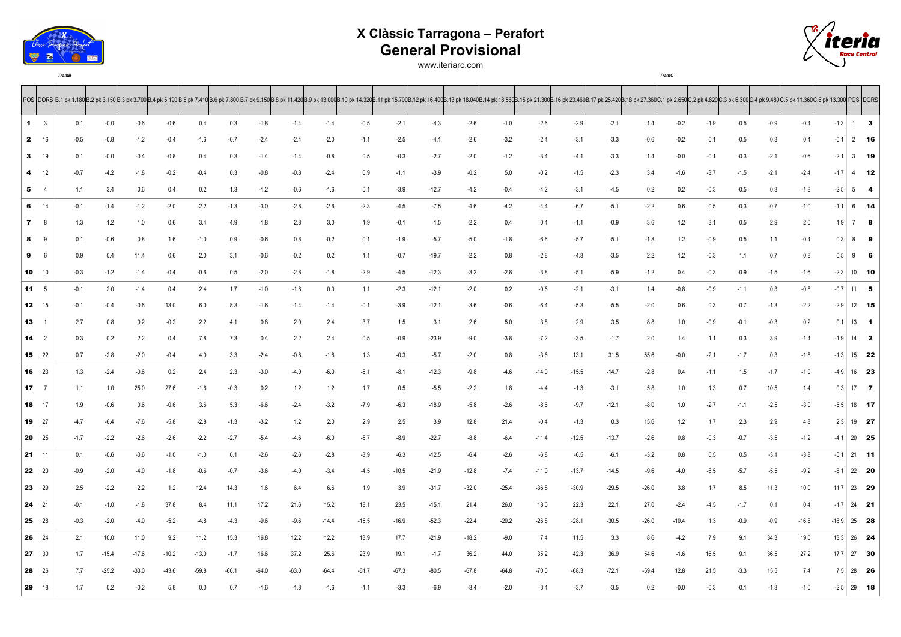# X Clàssic Tarragona – Perafort
## General Provisional

www.iteriarc.com

TramB

TramC

| POS | DORS | B.1 pk 1.180 | B.2 pk 3.150 | B.3 pk 3.700 | B.4 pk 5.190 | B.5 pk 7.410 | B.6 pk 7.800 | B.7 pk 9.150 | B.8 pk 11.420 | B.9 pk 13.000 | B.10 pk 14.320 | B.11 pk 15.700 | B.12 pk 16.400 | B.13 pk 18.040 | B.14 pk 18.560 | B.15 pk 21.300 | B.16 pk 23.460 | B.17 pk 25.420 | B.18 pk 27.360 | C.1 pk 2.650 | C.2 pk 4.820 | C.3 pk 6.300 | C.4 pk 9.480 | C.5 pk 11.360 | C.6 pk 13.300 | POS | DORS |
|---|---|---|---|---|---|---|---|---|---|---|---|---|---|---|---|---|---|---|---|---|---|---|---|---|---|---|---|
| **1** | 3 | 0.1 | -0.0 | -0.6 | -0.6 | 0.4 | 0.3 | -1.8 | -1.4 | -1.4 | -0.5 | -2.1 | -4.3 | -2.6 | -1.0 | -2.6 | -2.9 | -2.1 | 1.4 | -0.2 | -1.9 | -0.5 | -0.9 | -0.4 | -1.3 | 1 | **3** |
| **2** | 16 | -0.5 | -0.8 | -1.2 | -0.4 | -1.6 | -0.7 | -2.4 | -2.4 | -2.0 | -1.1 | -2.5 | -4.1 | -2.6 | -3.2 | -2.4 | -3.1 | -3.3 | -0.6 | -0.2 | 0.1 | -0.5 | 0.3 | 0.4 | -0.1 | 2 | **16** |
| **3** | 19 | 0.1 | -0.0 | -0.4 | -0.8 | 0.4 | 0.3 | -1.4 | -1.4 | -0.8 | 0.5 | -0.3 | -2.7 | -2.0 | -1.2 | -3.4 | -4.1 | -3.3 | 1.4 | -0.0 | -0.1 | -0.3 | -2.1 | -0.6 | -2.1 | 3 | **19** |
| **4** | 12 | -0.7 | -4.2 | -1.8 | -0.2 | -0.4 | 0.3 | -0.8 | -0.8 | -2.4 | 0.9 | -1.1 | -3.9 | -0.2 | 5.0 | -0.2 | -1.5 | -2.3 | 3.4 | -1.6 | -3.7 | -1.5 | -2.1 | -2.4 | -1.7 | 4 | **12** |
| **5** | 4 | 1.1 | 3.4 | 0.6 | 0.4 | 0.2 | 1.3 | -1.2 | -0.6 | -1.6 | 0.1 | -3.9 | -12.7 | -4.2 | -0.4 | -4.2 | -3.1 | -4.5 | 0.2 | 0.2 | -0.3 | -0.5 | 0.3 | -1.8 | -2.5 | 5 | **4** |
| **6** | 14 | -0.1 | -1.4 | -1.2 | -2.0 | -2.2 | -1.3 | -3.0 | -2.8 | -2.6 | -2.3 | -4.5 | -7.5 | -4.6 | -4.2 | -4.4 | -6.7 | -5.1 | -2.2 | 0.6 | 0.5 | -0.3 | -0.7 | -1.0 | -1.1 | 6 | **14** |
| **7** | 8 | 1.3 | 1.2 | 1.0 | 0.6 | 3.4 | 4.9 | 1.8 | 2.8 | 3.0 | 1.9 | -0.1 | 1.5 | -2.2 | 0.4 | 0.4 | -1.1 | -0.9 | 3.6 | 1.2 | 3.1 | 0.5 | 2.9 | 2.0 | 1.9 | 7 | **8** |
| **8** | 9 | 0.1 | -0.6 | 0.8 | 1.6 | -1.0 | 0.9 | -0.6 | 0.8 | -0.2 | 0.1 | -1.9 | -5.7 | -5.0 | -1.8 | -6.6 | -5.7 | -5.1 | -1.8 | 1.2 | -0.9 | 0.5 | 1.1 | -0.4 | 0.3 | 8 | **9** |
| **9** | 6 | 0.9 | 0.4 | 11.4 | 0.6 | 2.0 | 3.1 | -0.6 | -0.2 | 0.2 | 1.1 | -0.7 | -19.7 | -2.2 | 0.8 | -2.8 | -4.3 | -3.5 | 2.2 | 1.2 | -0.3 | 1.1 | 0.7 | 0.8 | 0.5 | 9 | **6** |
| **10** | 10 | -0.3 | -1.2 | -1.4 | -0.4 | -0.6 | 0.5 | -2.0 | -2.8 | -1.8 | -2.9 | -4.5 | -12.3 | -3.2 | -2.8 | -3.8 | -5.1 | -5.9 | -1.2 | 0.4 | -0.3 | -0.9 | -1.5 | -1.6 | -2.3 | 10 | **10** |
| **11** | 5 | -0.1 | 2.0 | -1.4 | 0.4 | 2.4 | 1.7 | -1.0 | -1.8 | 0.0 | 1.1 | -2.3 | -12.1 | -2.0 | 0.2 | -0.6 | -2.1 | -3.1 | 1.4 | -0.8 | -0.9 | -1.1 | 0.3 | -0.8 | -0.7 | 11 | **5** |
| **12** | 15 | -0.1 | -0.4 | -0.6 | 13.0 | 6.0 | 8.3 | -1.6 | -1.4 | -1.4 | -0.1 | -3.9 | -12.1 | -3.6 | -0.6 | -6.4 | -5.3 | -5.5 | -2.0 | 0.6 | 0.3 | -0.7 | -1.3 | -2.2 | -2.9 | 12 | **15** |
| **13** | 1 | 2.7 | 0.8 | 0.2 | -0.2 | 2.2 | 4.1 | 0.8 | 2.0 | 2.4 | 3.7 | 1.5 | 3.1 | 2.6 | 5.0 | 3.8 | 2.9 | 3.5 | 8.8 | 1.0 | -0.9 | -0.1 | -0.3 | 0.2 | 0.1 | 13 | **1** |
| **14** | 2 | 0.3 | 0.2 | 2.2 | 0.4 | 7.8 | 7.3 | 0.4 | 2.2 | 2.4 | 0.5 | -0.9 | -23.9 | -9.0 | -3.8 | -7.2 | -3.5 | -1.7 | 2.0 | 1.4 | 1.1 | 0.3 | 3.9 | -1.4 | -1.9 | 14 | **2** |
| **15** | 22 | 0.7 | -2.8 | -2.0 | -0.4 | 4.0 | 3.3 | -2.4 | -0.8 | -1.8 | 1.3 | -0.3 | -5.7 | -2.0 | 0.8 | -3.6 | 13.1 | 31.5 | 55.6 | -0.0 | -2.1 | -1.7 | 0.3 | -1.8 | -1.3 | 15 | **22** |
| **16** | 23 | 1.3 | -2.4 | -0.6 | 0.2 | 2.4 | 2.3 | -3.0 | -4.0 | -6.0 | -5.1 | -8.1 | -12.3 | -9.8 | -4.6 | -14.0 | -15.5 | -14.7 | -2.8 | 0.4 | -1.1 | 1.5 | -1.7 | -1.0 | -4.9 | 16 | **23** |
| **17** | 7 | 1.1 | 1.0 | 25.0 | 27.6 | -1.6 | -0.3 | 0.2 | 1.2 | 1.2 | 1.7 | 0.5 | -5.5 | -2.2 | 1.8 | -4.4 | -1.3 | -3.1 | 5.8 | 1.0 | 1.3 | 0.7 | 10.5 | 1.4 | 0.3 | 17 | **7** |
| **18** | 17 | 1.9 | -0.6 | 0.6 | -0.6 | 3.6 | 5.3 | -6.6 | -2.4 | -3.2 | -7.9 | -6.3 | -18.9 | -5.8 | -2.6 | -8.6 | -9.7 | -12.1 | -8.0 | 1.0 | -2.7 | -1.1 | -2.5 | -3.0 | -5.5 | 18 | **17** |
| **19** | 27 | -4.7 | -6.4 | -7.6 | -5.8 | -2.8 | -1.3 | -3.2 | 1.2 | 2.0 | 2.9 | 2.5 | 3.9 | 12.8 | 21.4 | -0.4 | -1.3 | 0.3 | 15.6 | 1.2 | 1.7 | 2.3 | 2.9 | 4.8 | 2.3 | 19 | **27** |
| **20** | 25 | -1.7 | -2.2 | -2.6 | -2.6 | -2.2 | -2.7 | -5.4 | -4.6 | -6.0 | -5.7 | -8.9 | -22.7 | -8.8 | -6.4 | -11.4 | -12.5 | -13.7 | -2.6 | 0.8 | -0.3 | -0.7 | -3.5 | -1.2 | -4.1 | 20 | **25** |
| **21** | 11 | 0.1 | -0.6 | -0.6 | -1.0 | -1.0 | 0.1 | -2.6 | -2.6 | -2.8 | -3.9 | -6.3 | -12.5 | -6.4 | -2.6 | -6.8 | -6.5 | -6.1 | -3.2 | 0.8 | 0.5 | 0.5 | -3.1 | -3.8 | -5.1 | 21 | **11** |
| **22** | 20 | -0.9 | -2.0 | -4.0 | -1.8 | -0.6 | -0.7 | -3.6 | -4.0 | -3.4 | -4.5 | -10.5 | -21.9 | -12.8 | -7.4 | -11.0 | -13.7 | -14.5 | -9.6 | -4.0 | -6.5 | -5.7 | -5.5 | -9.2 | -8.1 | 22 | **20** |
| **23** | 29 | 2.5 | -2.2 | 2.2 | 1.2 | 12.4 | 14.3 | 1.6 | 6.4 | 6.6 | 1.9 | 3.9 | -31.7 | -32.0 | -25.4 | -36.8 | -30.9 | -29.5 | -26.0 | 3.8 | 1.7 | 8.5 | 11.3 | 10.0 | 11.7 | 23 | **29** |
| **24** | 21 | -0.1 | -1.0 | -1.8 | 37.8 | 8.4 | 11.1 | 17.2 | 21.6 | 15.2 | 18.1 | 23.5 | -15.1 | 21.4 | 26.0 | 18.0 | 22.3 | 22.1 | 27.0 | -2.4 | -4.5 | -1.7 | 0.1 | 0.4 | -1.7 | 24 | **21** |
| **25** | 28 | -0.3 | -2.0 | -4.0 | -5.2 | -4.8 | -4.3 | -9.6 | -9.6 | -14.4 | -15.5 | -16.9 | -52.3 | -22.4 | -20.2 | -26.8 | -28.1 | -30.5 | -26.0 | -10.4 | 1.3 | -0.9 | -0.9 | -16.8 | -18.9 | 25 | **28** |
| **26** | 24 | 2.1 | 10.0 | 11.0 | 9.2 | 11.2 | 15.3 | 16.8 | 12.2 | 12.2 | 13.9 | 17.7 | -21.9 | -18.2 | -9.0 | 7.4 | 11.5 | 3.3 | 8.6 | -4.2 | 7.9 | 9.1 | 34.3 | 19.0 | 13.3 | 26 | **24** |
| **27** | 30 | 1.7 | -15.4 | -17.6 | -10.2 | -13.0 | -1.7 | 16.6 | 37.2 | 25.6 | 23.9 | 19.1 | -1.7 | 36.2 | 44.0 | 35.2 | 42.3 | 36.9 | 54.6 | -1.6 | 16.5 | 9.1 | 36.5 | 27.2 | 17.7 | 27 | **30** |
| **28** | 26 | 7.7 | -25.2 | -33.0 | -43.6 | -59.8 | -60.1 | -64.0 | -63.0 | -64.4 | -61.7 | -67.3 | -80.5 | -67.8 | -64.8 | -70.0 | -68.3 | -72.1 | -59.4 | 12.8 | 21.5 | -3.3 | 15.5 | 7.4 | 7.5 | 28 | **26** |
| **29** | 18 | 1.7 | 0.2 | -0.2 | 5.8 | 0.0 | 0.7 | -1.6 | -1.8 | -1.6 | -1.1 | -3.3 | -6.9 | -3.4 | -2.0 | -3.4 | -3.7 | -3.5 | 0.2 | -0.0 | -0.3 | -0.1 | -1.3 | -1.0 | -2.5 | 29 | **18** |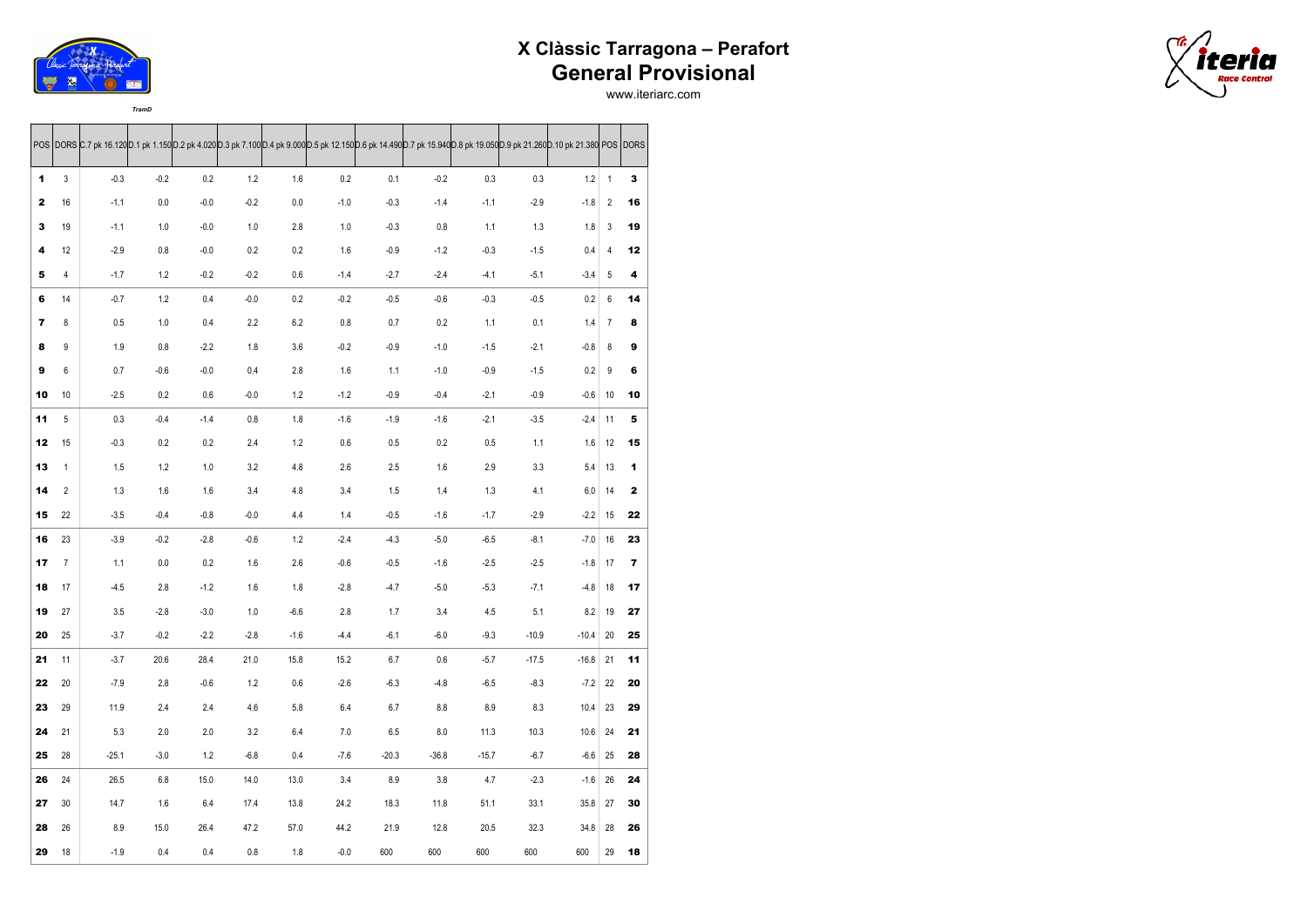# X Clàssic Tarragona – Perafort

## General Provisional

www.iteriarc.com

*TramD*

| POS | DORS | C.7 pk 16.120 | D.1 pk 1.150 | D.2 pk 4.020 | D.3 pk 7.100 | D.4 pk 9.000 | D.5 pk 12.150 | D.6 pk 14.490 | D.7 pk 15.940 | D.8 pk 19.050 | D.9 pk 21.260 | D.10 pk 21.380 | POS | DORS |
|---|---|---|---|---|---|---|---|---|---|---|---|---|---|---|
| **1** | 3 | -0.3 | -0.2 | 0.2 | 1.2 | 1.6 | 0.2 | 0.1 | -0.2 | 0.3 | 0.3 | 1.2 | 1 | **3** |
| **2** | 16 | -1.1 | 0.0 | -0.0 | -0.2 | 0.0 | -1.0 | -0.3 | -1.4 | -1.1 | -2.9 | -1.8 | 2 | **16** |
| **3** | 19 | -1.1 | 1.0 | -0.0 | 1.0 | 2.8 | 1.0 | -0.3 | 0.8 | 1.1 | 1.3 | 1.8 | 3 | **19** |
| **4** | 12 | -2.9 | 0.8 | -0.0 | 0.2 | 0.2 | 1.6 | -0.9 | -1.2 | -0.3 | -1.5 | 0.4 | 4 | **12** |
| **5** | 4 | -1.7 | 1.2 | -0.2 | -0.2 | 0.6 | -1.4 | -2.7 | -2.4 | -4.1 | -5.1 | -3.4 | 5 | **4** |
| **6** | 14 | -0.7 | 1.2 | 0.4 | -0.0 | 0.2 | -0.2 | -0.5 | -0.6 | -0.3 | -0.5 | 0.2 | 6 | **14** |
| **7** | 8 | 0.5 | 1.0 | 0.4 | 2.2 | 6.2 | 0.8 | 0.7 | 0.2 | 1.1 | 0.1 | 1.4 | 7 | **8** |
| **8** | 9 | 1.9 | 0.8 | -2.2 | 1.8 | 3.6 | -0.2 | -0.9 | -1.0 | -1.5 | -2.1 | -0.8 | 8 | **9** |
| **9** | 6 | 0.7 | -0.6 | -0.0 | 0.4 | 2.8 | 1.6 | 1.1 | -1.0 | -0.9 | -1.5 | 0.2 | 9 | **6** |
| **10** | 10 | -2.5 | 0.2 | 0.6 | -0.0 | 1.2 | -1.2 | -0.9 | -0.4 | -2.1 | -0.9 | -0.6 | 10 | **10** |
| **11** | 5 | 0.3 | -0.4 | -1.4 | 0.8 | 1.8 | -1.6 | -1.9 | -1.6 | -2.1 | -3.5 | -2.4 | 11 | **5** |
| **12** | 15 | -0.3 | 0.2 | 0.2 | 2.4 | 1.2 | 0.6 | 0.5 | 0.2 | 0.5 | 1.1 | 1.6 | 12 | **15** |
| **13** | 1 | 1.5 | 1.2 | 1.0 | 3.2 | 4.8 | 2.6 | 2.5 | 1.6 | 2.9 | 3.3 | 5.4 | 13 | **1** |
| **14** | 2 | 1.3 | 1.6 | 1.6 | 3.4 | 4.8 | 3.4 | 1.5 | 1.4 | 1.3 | 4.1 | 6.0 | 14 | **2** |
| **15** | 22 | -3.5 | -0.4 | -0.8 | -0.0 | 4.4 | 1.4 | -0.5 | -1.6 | -1.7 | -2.9 | -2.2 | 15 | **22** |
| **16** | 23 | -3.9 | -0.2 | -2.8 | -0.6 | 1.2 | -2.4 | -4.3 | -5.0 | -6.5 | -8.1 | -7.0 | 16 | **23** |
| **17** | 7 | 1.1 | 0.0 | 0.2 | 1.6 | 2.6 | -0.6 | -0.5 | -1.6 | -2.5 | -2.5 | -1.8 | 17 | **7** |
| **18** | 17 | -4.5 | 2.8 | -1.2 | 1.6 | 1.8 | -2.8 | -4.7 | -5.0 | -5.3 | -7.1 | -4.8 | 18 | **17** |
| **19** | 27 | 3.5 | -2.8 | -3.0 | 1.0 | -6.6 | 2.8 | 1.7 | 3.4 | 4.5 | 5.1 | 8.2 | 19 | **27** |
| **20** | 25 | -3.7 | -0.2 | -2.2 | -2.8 | -1.6 | -4.4 | -6.1 | -6.0 | -9.3 | -10.9 | -10.4 | 20 | **25** |
| **21** | 11 | -3.7 | 20.6 | 28.4 | 21.0 | 15.8 | 15.2 | 6.7 | 0.6 | -5.7 | -17.5 | -16.8 | 21 | **11** |
| **22** | 20 | -7.9 | 2.8 | -0.6 | 1.2 | 0.6 | -2.6 | -6.3 | -4.8 | -6.5 | -8.3 | -7.2 | 22 | **20** |
| **23** | 29 | 11.9 | 2.4 | 2.4 | 4.6 | 5.8 | 6.4 | 6.7 | 8.8 | 8.9 | 8.3 | 10.4 | 23 | **29** |
| **24** | 21 | 5.3 | 2.0 | 2.0 | 3.2 | 6.4 | 7.0 | 6.5 | 8.0 | 11.3 | 10.3 | 10.6 | 24 | **21** |
| **25** | 28 | -25.1 | -3.0 | 1.2 | -6.8 | 0.4 | -7.6 | -20.3 | -36.8 | -15.7 | -6.7 | -6.6 | 25 | **28** |
| **26** | 24 | 26.5 | 6.8 | 15.0 | 14.0 | 13.0 | 3.4 | 8.9 | 3.8 | 4.7 | -2.3 | -1.6 | 26 | **24** |
| **27** | 30 | 14.7 | 1.6 | 6.4 | 17.4 | 13.8 | 24.2 | 18.3 | 11.8 | 51.1 | 33.1 | 35.8 | 27 | **30** |
| **28** | 26 | 8.9 | 15.0 | 26.4 | 47.2 | 57.0 | 44.2 | 21.9 | 12.8 | 20.5 | 32.3 | 34.8 | 28 | **26** |
| **29** | 18 | -1.9 | 0.4 | 0.4 | 0.8 | 1.8 | -0.0 | 600 | 600 | 600 | 600 | 600 | 29 | **18** |